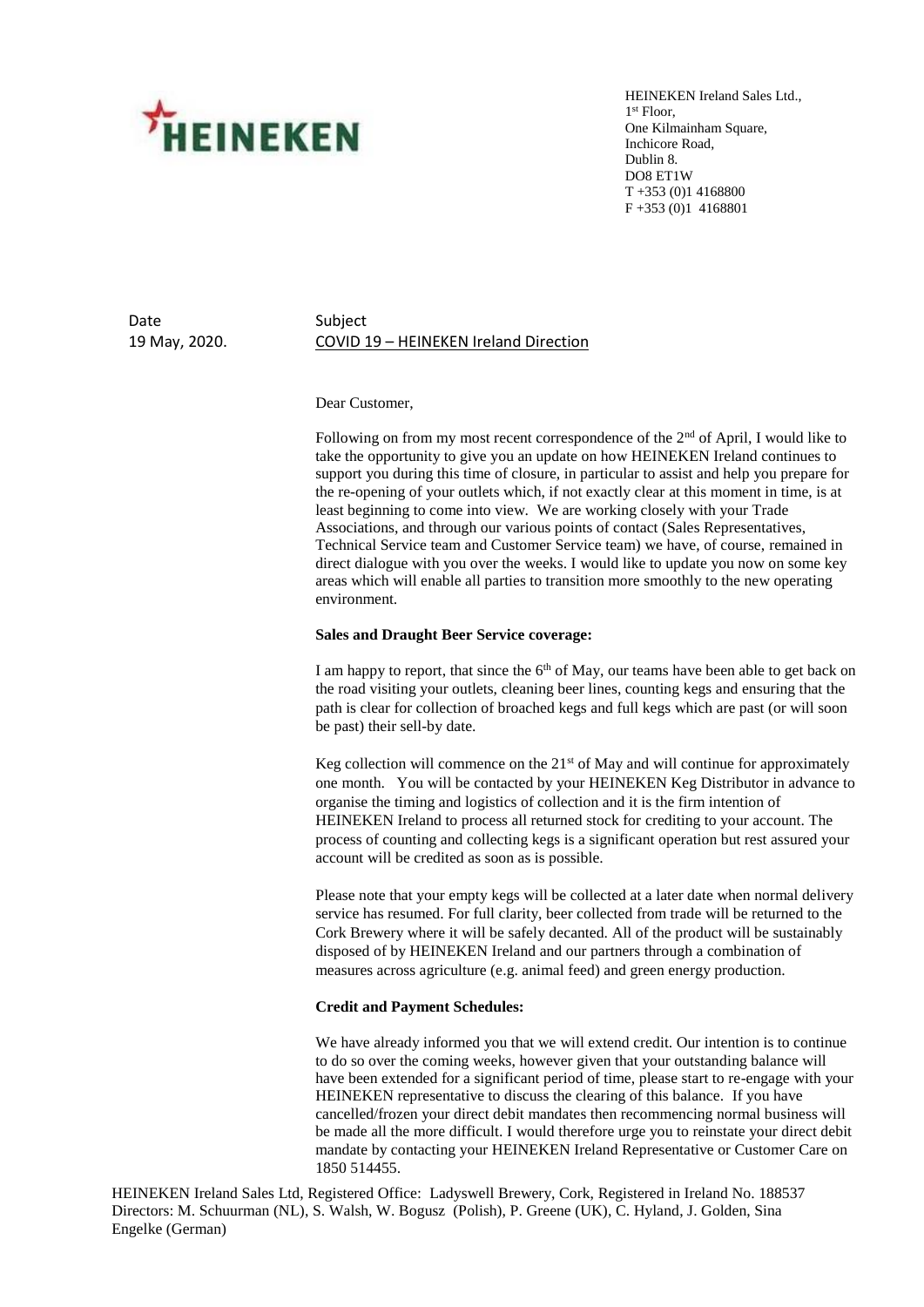HEINEKEN

HEINEKEN Ireland Sales Ltd.,
1st Floor,
One Kilmainham Square,
Inchicore Road,
Dublin 8.
DO8 ET1W
T +353 (0)1 4168800
F +353 (0)1 4168801

Date
19 May, 2020.

Subject
COVID 19 – HEINEKEN Ireland Direction

Dear Customer,

Following on from my most recent correspondence of the 2nd of April, I would like to take the opportunity to give you an update on how HEINEKEN Ireland continues to support you during this time of closure, in particular to assist and help you prepare for the re-opening of your outlets which, if not exactly clear at this moment in time, is at least beginning to come into view. We are working closely with your Trade Associations, and through our various points of contact (Sales Representatives, Technical Service team and Customer Service team) we have, of course, remained in direct dialogue with you over the weeks. I would like to update you now on some key areas which will enable all parties to transition more smoothly to the new operating environment.

**Sales and Draught Beer Service coverage:**

I am happy to report, that since the 6th of May, our teams have been able to get back on the road visiting your outlets, cleaning beer lines, counting kegs and ensuring that the path is clear for collection of broached kegs and full kegs which are past (or will soon be past) their sell-by date.

Keg collection will commence on the 21st of May and will continue for approximately one month. You will be contacted by your HEINEKEN Keg Distributor in advance to organise the timing and logistics of collection and it is the firm intention of HEINEKEN Ireland to process all returned stock for crediting to your account. The process of counting and collecting kegs is a significant operation but rest assured your account will be credited as soon as is possible.

Please note that your empty kegs will be collected at a later date when normal delivery service has resumed. For full clarity, beer collected from trade will be returned to the Cork Brewery where it will be safely decanted. All of the product will be sustainably disposed of by HEINEKEN Ireland and our partners through a combination of measures across agriculture (e.g. animal feed) and green energy production.

**Credit and Payment Schedules:**

We have already informed you that we will extend credit. Our intention is to continue to do so over the coming weeks, however given that your outstanding balance will have been extended for a significant period of time, please start to re-engage with your HEINEKEN representative to discuss the clearing of this balance. If you have cancelled/frozen your direct debit mandates then recommencing normal business will be made all the more difficult. I would therefore urge you to reinstate your direct debit mandate by contacting your HEINEKEN Ireland Representative or Customer Care on 1850 514455.

HEINEKEN Ireland Sales Ltd, Registered Office: Ladyswell Brewery, Cork, Registered in Ireland No. 188537
Directors: M. Schuurman (NL), S. Walsh, W. Bogusz (Polish), P. Greene (UK), C. Hyland, J. Golden, Sina Engelke (German)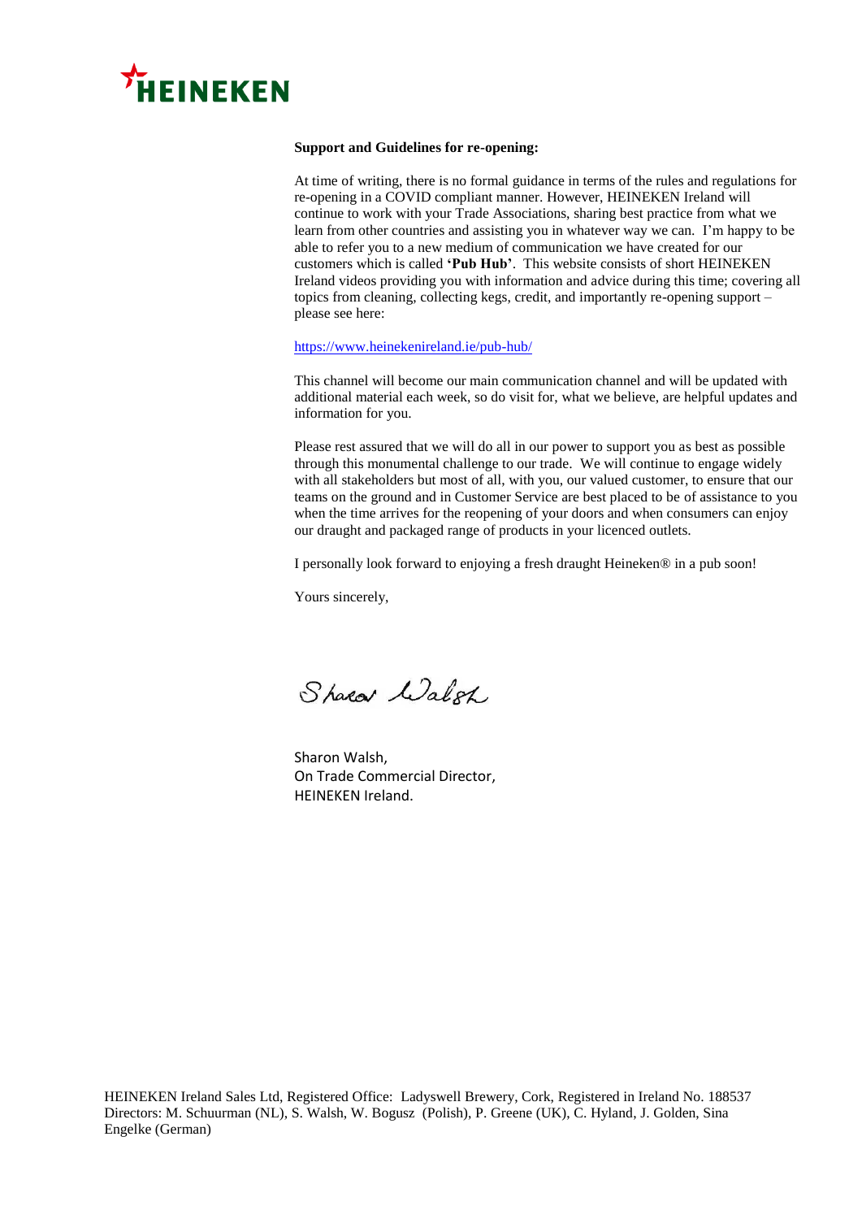**Support and Guidelines for re-opening:**

At time of writing, there is no formal guidance in terms of the rules and regulations for re-opening in a COVID compliant manner. However, HEINEKEN Ireland will continue to work with your Trade Associations, sharing best practice from what we learn from other countries and assisting you in whatever way we can. I'm happy to be able to refer you to a new medium of communication we have created for our customers which is called **'Pub Hub'**. This website consists of short HEINEKEN Ireland videos providing you with information and advice during this time; covering all topics from cleaning, collecting kegs, credit, and importantly re-opening support – please see here:

https://www.heinekenireland.ie/pub-hub/

This channel will become our main communication channel and will be updated with additional material each week, so do visit for, what we believe, are helpful updates and information for you.

Please rest assured that we will do all in our power to support you as best as possible through this monumental challenge to our trade. We will continue to engage widely with all stakeholders but most of all, with you, our valued customer, to ensure that our teams on the ground and in Customer Service are best placed to be of assistance to you when the time arrives for the reopening of your doors and when consumers can enjoy our draught and packaged range of products in your licenced outlets.

I personally look forward to enjoying a fresh draught Heineken® in a pub soon!

Yours sincerely,

Sharon Walsh

Sharon Walsh,
On Trade Commercial Director,
HEINEKEN Ireland.

HEINEKEN Ireland Sales Ltd, Registered Office: Ladyswell Brewery, Cork, Registered in Ireland No. 188537
Directors: M. Schuurman (NL), S. Walsh, W. Bogusz (Polish), P. Greene (UK), C. Hyland, J. Golden, Sina Engelke (German)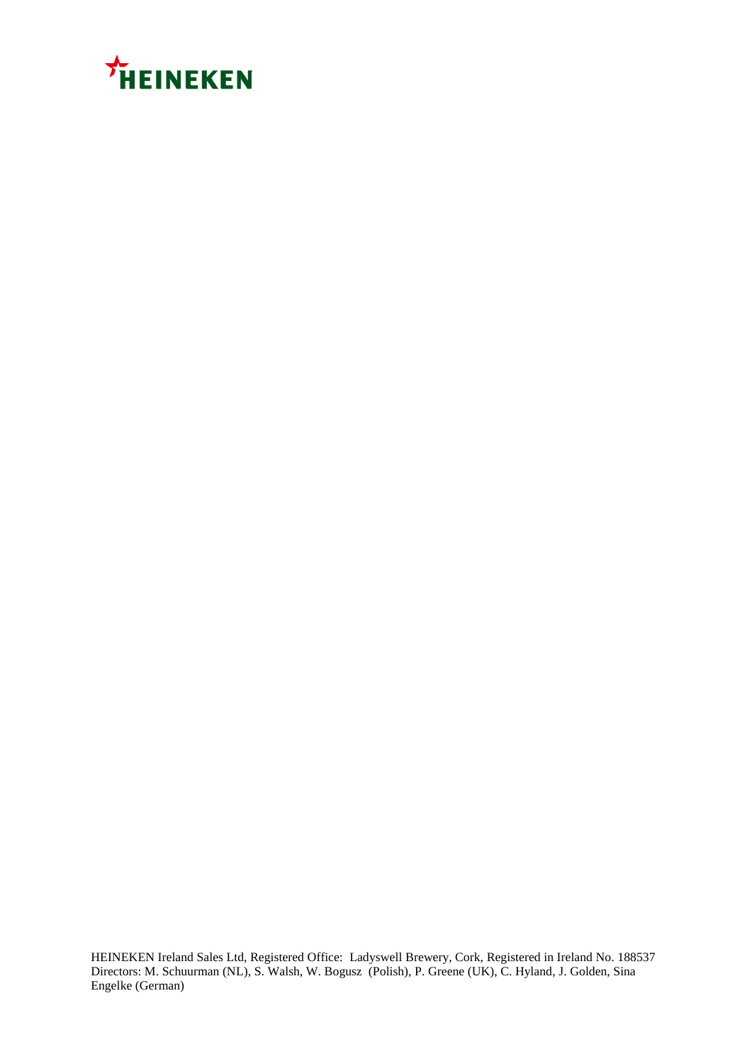HEINEKEN

HEINEKEN Ireland Sales Ltd, Registered Office: Ladyswell Brewery, Cork, Registered in Ireland No. 188537
Directors: M. Schuurman (NL), S. Walsh, W. Bogusz (Polish), P. Greene (UK), C. Hyland, J. Golden, Sina Engelke (German)